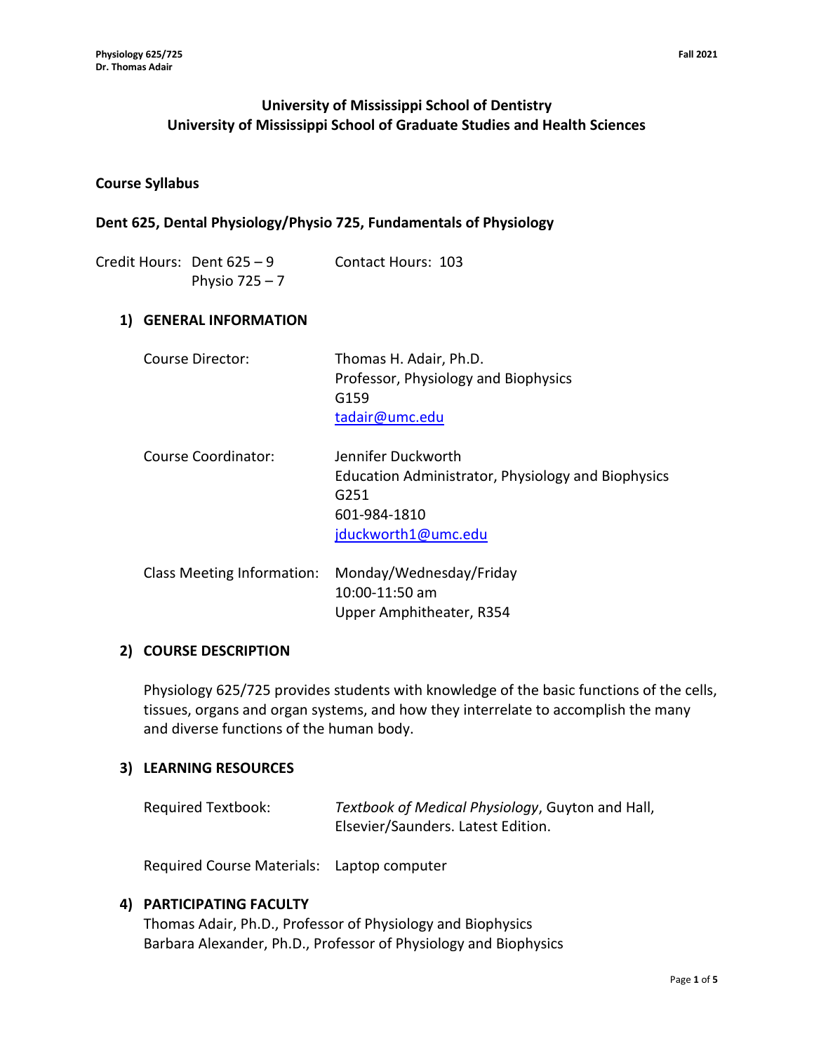# University of Mississippi School of Dentistry
# University of Mississippi School of Graduate Studies and Health Sciences

**Course Syllabus**

**Dent 625, Dental Physiology/Physio 725, Fundamentals of Physiology**

Credit Hours: Dent 625 – 9
Physio 725 – 7

Contact Hours: 103

## 1) GENERAL INFORMATION

Course Director: Thomas H. Adair, Ph.D.
Professor, Physiology and Biophysics
G159
tadair@umc.edu

Course Coordinator: Jennifer Duckworth
Education Administrator, Physiology and Biophysics
G251
601-984-1810
jduckworth1@umc.edu

Class Meeting Information: Monday/Wednesday/Friday
10:00-11:50 am
Upper Amphitheater, R354

## 2) COURSE DESCRIPTION

Physiology 625/725 provides students with knowledge of the basic functions of the cells, tissues, organs and organ systems, and how they interrelate to accomplish the many and diverse functions of the human body.

## 3) LEARNING RESOURCES

Required Textbook: *Textbook of Medical Physiology*, Guyton and Hall, Elsevier/Saunders. Latest Edition.

Required Course Materials: Laptop computer

## 4) PARTICIPATING FACULTY

Thomas Adair, Ph.D., Professor of Physiology and Biophysics
Barbara Alexander, Ph.D., Professor of Physiology and Biophysics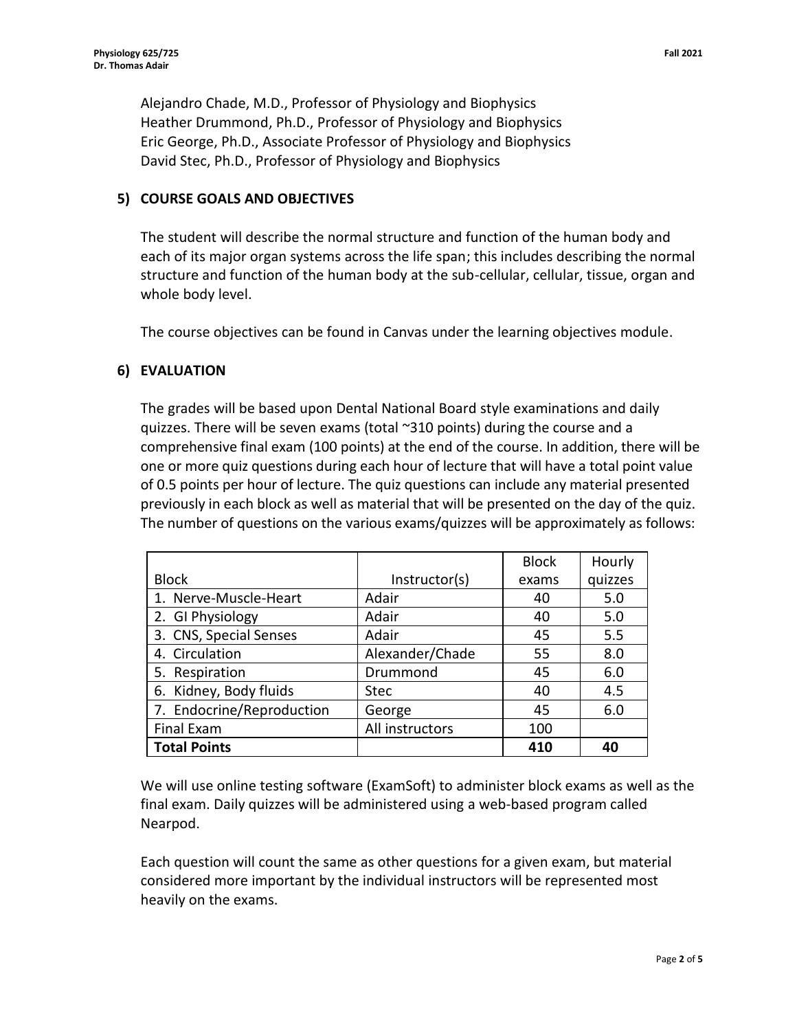Alejandro Chade, M.D., Professor of Physiology and Biophysics
Heather Drummond, Ph.D., Professor of Physiology and Biophysics
Eric George, Ph.D., Associate Professor of Physiology and Biophysics
David Stec, Ph.D., Professor of Physiology and Biophysics

## 5) COURSE GOALS AND OBJECTIVES

The student will describe the normal structure and function of the human body and each of its major organ systems across the life span; this includes describing the normal structure and function of the human body at the sub-cellular, cellular, tissue, organ and whole body level.

The course objectives can be found in Canvas under the learning objectives module.

## 6) EVALUATION

The grades will be based upon Dental National Board style examinations and daily quizzes. There will be seven exams (total ~310 points) during the course and a comprehensive final exam (100 points) at the end of the course. In addition, there will be one or more quiz questions during each hour of lecture that will have a total point value of 0.5 points per hour of lecture. The quiz questions can include any material presented previously in each block as well as material that will be presented on the day of the quiz. The number of questions on the various exams/quizzes will be approximately as follows:

| Block | Instructor(s) | Block exams | Hourly quizzes |
|---|---|---|---|
| 1. Nerve-Muscle-Heart | Adair | 40 | 5.0 |
| 2. GI Physiology | Adair | 40 | 5.0 |
| 3. CNS, Special Senses | Adair | 45 | 5.5 |
| 4. Circulation | Alexander/Chade | 55 | 8.0 |
| 5. Respiration | Drummond | 45 | 6.0 |
| 6. Kidney, Body fluids | Stec | 40 | 4.5 |
| 7. Endocrine/Reproduction | George | 45 | 6.0 |
| Final Exam | All instructors | 100 | |
| **Total Points** | | **410** | **40** |

We will use online testing software (ExamSoft) to administer block exams as well as the final exam. Daily quizzes will be administered using a web-based program called Nearpod.

Each question will count the same as other questions for a given exam, but material considered more important by the individual instructors will be represented most heavily on the exams.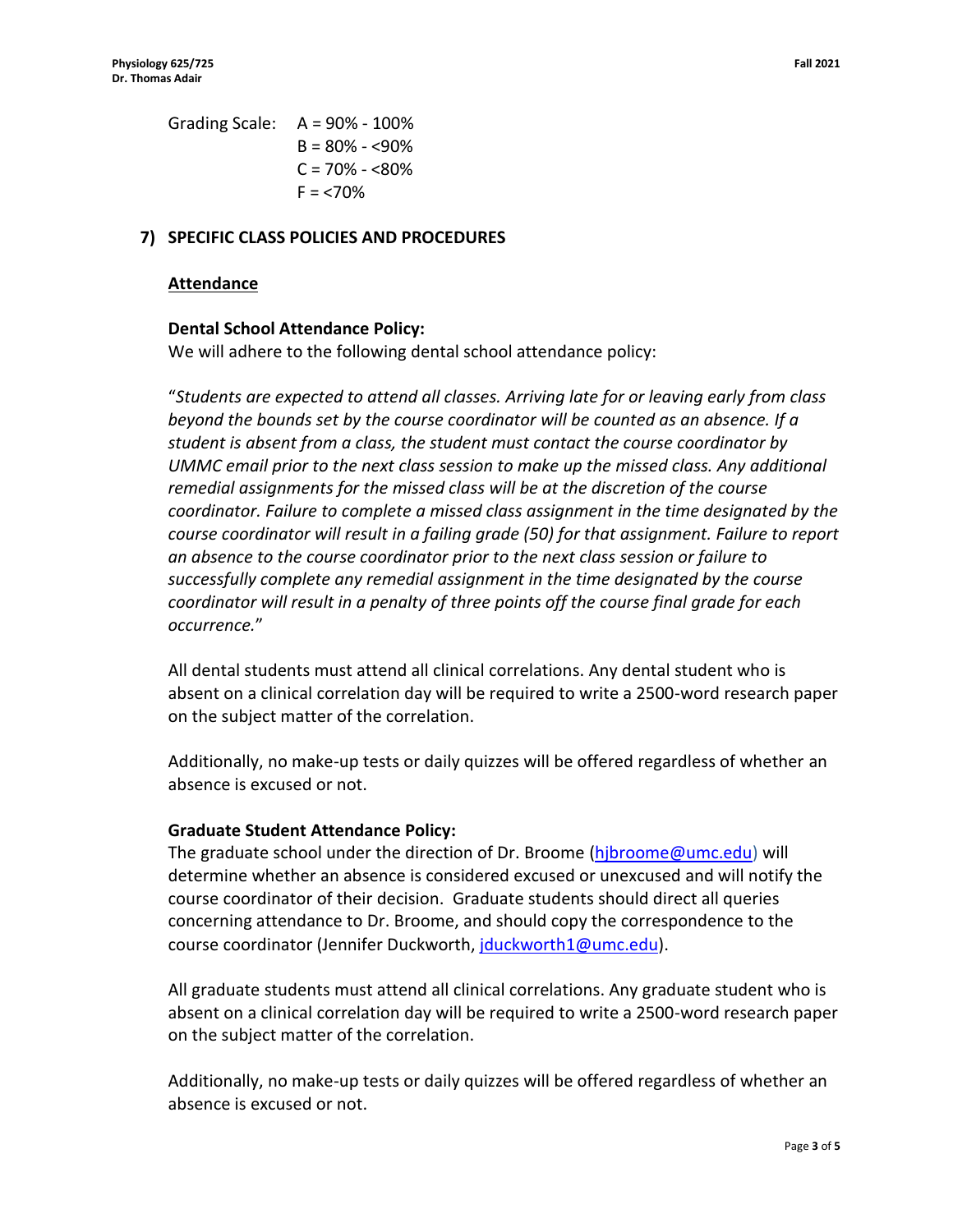Grading Scale: A = 90% - 100%
B = 80% - <90%
C = 70% - <80%
F = <70%

## 7) SPECIFIC CLASS POLICIES AND PROCEDURES

### Attendance

**Dental School Attendance Policy:**

We will adhere to the following dental school attendance policy:

"*Students are expected to attend all classes. Arriving late for or leaving early from class beyond the bounds set by the course coordinator will be counted as an absence. If a student is absent from a class, the student must contact the course coordinator by UMMC email prior to the next class session to make up the missed class. Any additional remedial assignments for the missed class will be at the discretion of the course coordinator. Failure to complete a missed class assignment in the time designated by the course coordinator will result in a failing grade (50) for that assignment. Failure to report an absence to the course coordinator prior to the next class session or failure to successfully complete any remedial assignment in the time designated by the course coordinator will result in a penalty of three points off the course final grade for each occurrence.*"

All dental students must attend all clinical correlations. Any dental student who is absent on a clinical correlation day will be required to write a 2500-word research paper on the subject matter of the correlation.

Additionally, no make-up tests or daily quizzes will be offered regardless of whether an absence is excused or not.

**Graduate Student Attendance Policy:**

The graduate school under the direction of Dr. Broome (hjbroome@umc.edu) will determine whether an absence is considered excused or unexcused and will notify the course coordinator of their decision. Graduate students should direct all queries concerning attendance to Dr. Broome, and should copy the correspondence to the course coordinator (Jennifer Duckworth, jduckworth1@umc.edu).

All graduate students must attend all clinical correlations. Any graduate student who is absent on a clinical correlation day will be required to write a 2500-word research paper on the subject matter of the correlation.

Additionally, no make-up tests or daily quizzes will be offered regardless of whether an absence is excused or not.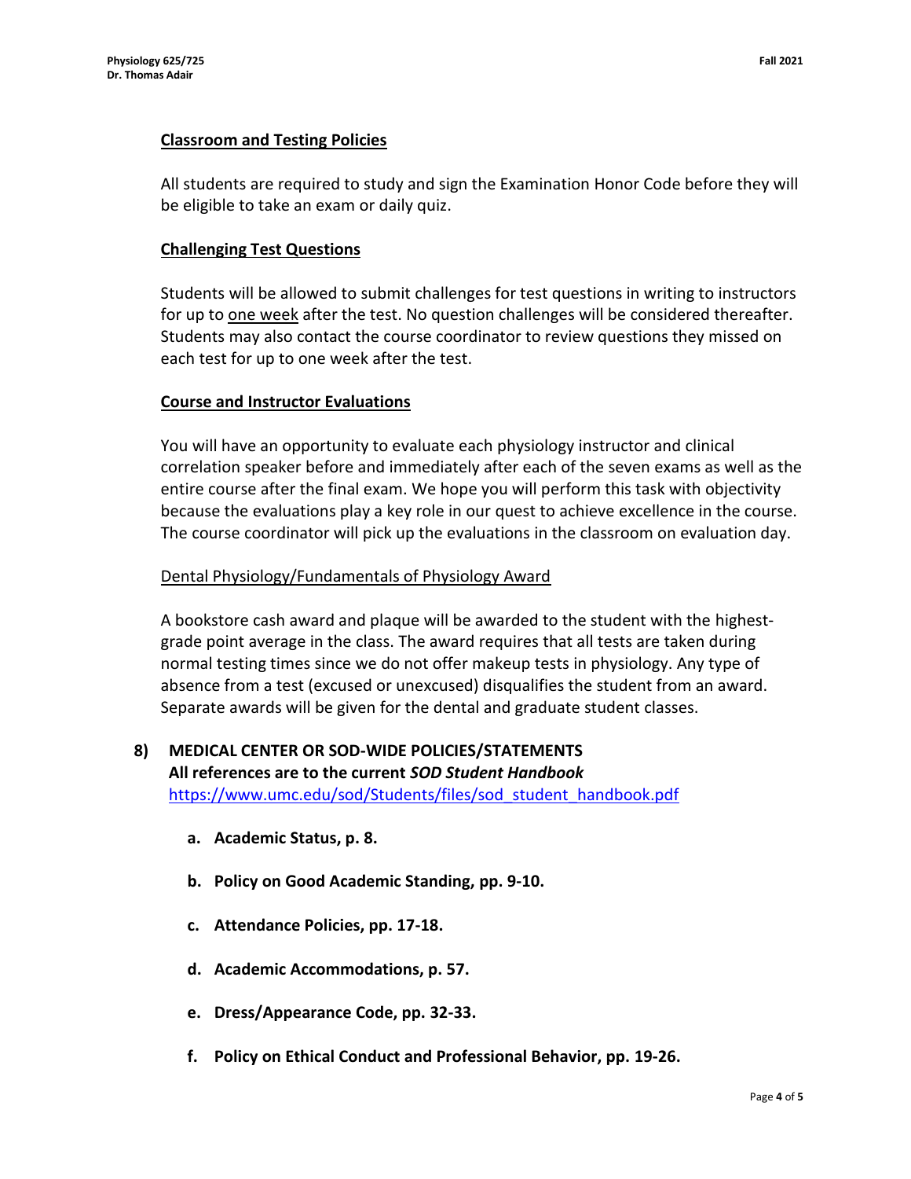**Classroom and Testing Policies**

All students are required to study and sign the Examination Honor Code before they will be eligible to take an exam or daily quiz.

**Challenging Test Questions**

Students will be allowed to submit challenges for test questions in writing to instructors for up to one week after the test. No question challenges will be considered thereafter. Students may also contact the course coordinator to review questions they missed on each test for up to one week after the test.

**Course and Instructor Evaluations**

You will have an opportunity to evaluate each physiology instructor and clinical correlation speaker before and immediately after each of the seven exams as well as the entire course after the final exam. We hope you will perform this task with objectivity because the evaluations play a key role in our quest to achieve excellence in the course. The course coordinator will pick up the evaluations in the classroom on evaluation day.

Dental Physiology/Fundamentals of Physiology Award

A bookstore cash award and plaque will be awarded to the student with the highest-grade point average in the class. The award requires that all tests are taken during normal testing times since we do not offer makeup tests in physiology. Any type of absence from a test (excused or unexcused) disqualifies the student from an award. Separate awards will be given for the dental and graduate student classes.

## 8) MEDICAL CENTER OR SOD-WIDE POLICIES/STATEMENTS

**All references are to the current *SOD Student Handbook***
https://www.umc.edu/sod/Students/files/sod_student_handbook.pdf

- **a. Academic Status, p. 8.**
- **b. Policy on Good Academic Standing, pp. 9-10.**
- **c. Attendance Policies, pp. 17-18.**
- **d. Academic Accommodations, p. 57.**
- **e. Dress/Appearance Code, pp. 32-33.**
- **f. Policy on Ethical Conduct and Professional Behavior, pp. 19-26.**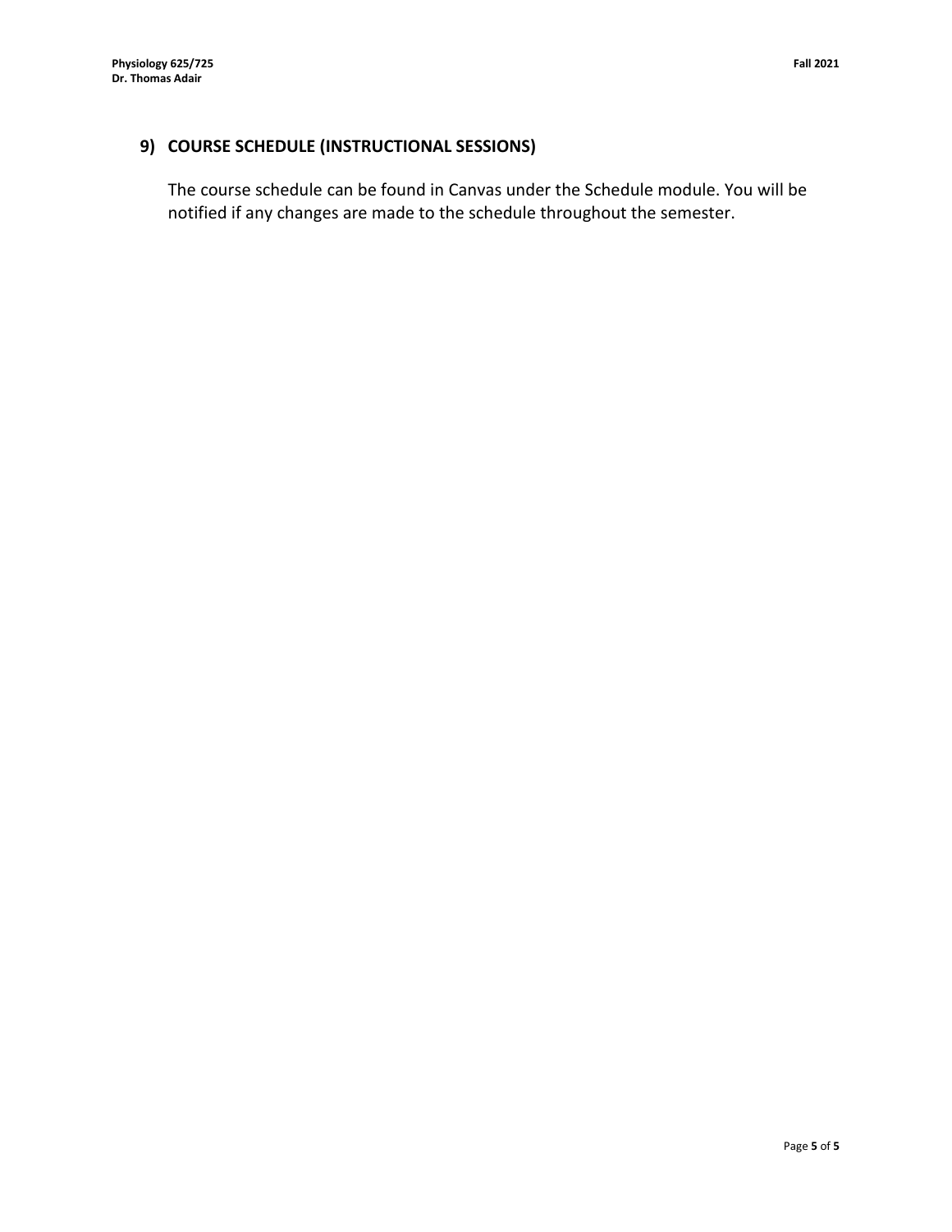## 9) COURSE SCHEDULE (INSTRUCTIONAL SESSIONS)

The course schedule can be found in Canvas under the Schedule module. You will be notified if any changes are made to the schedule throughout the semester.